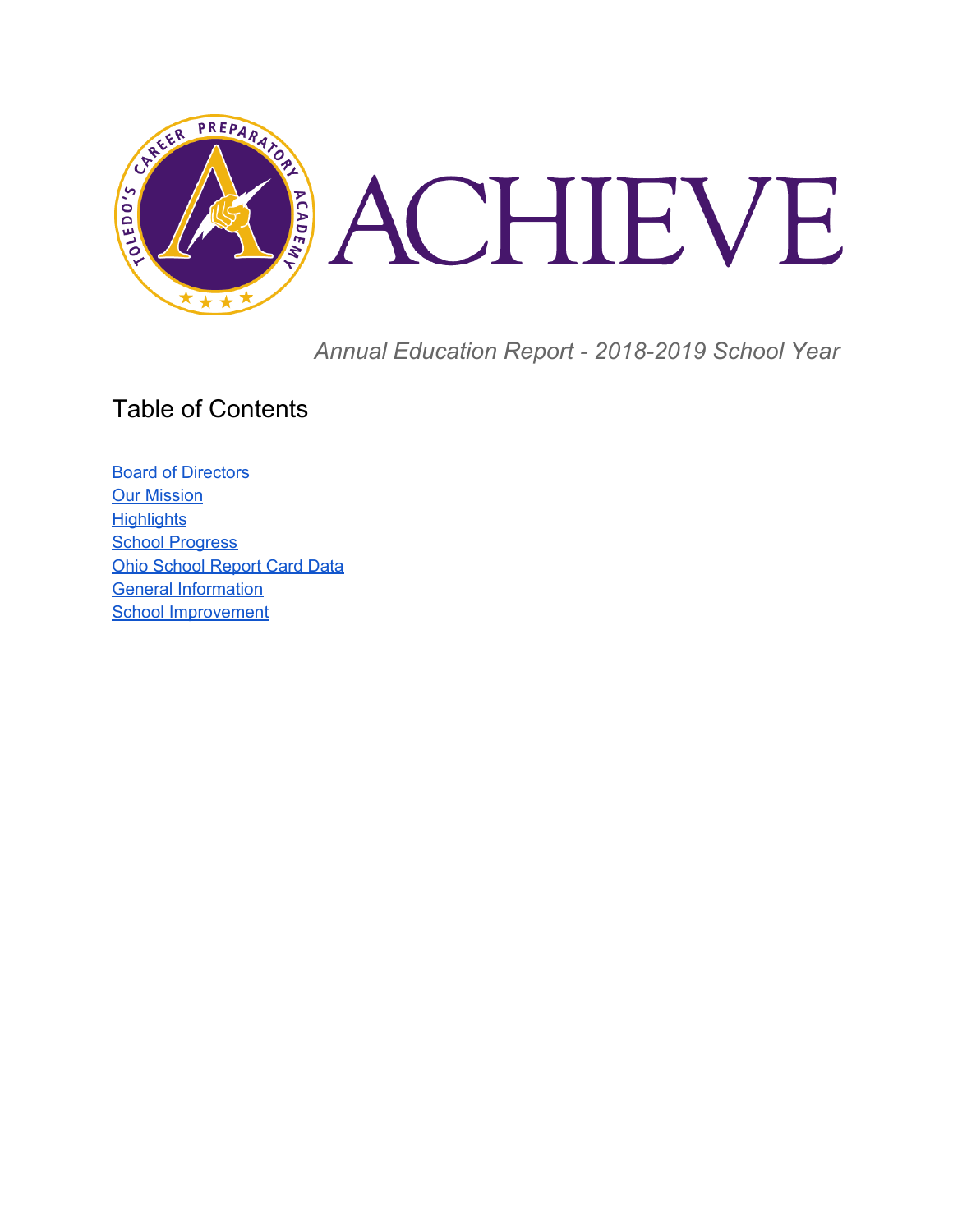# ACHIEVE

*Annual Education Report - 2018-2019 School Year*

## Table of Contents

- Board of Directors
- Our Mission
- Highlights
- School Progress
- Ohio School Report Card Data
- General Information
- School Improvement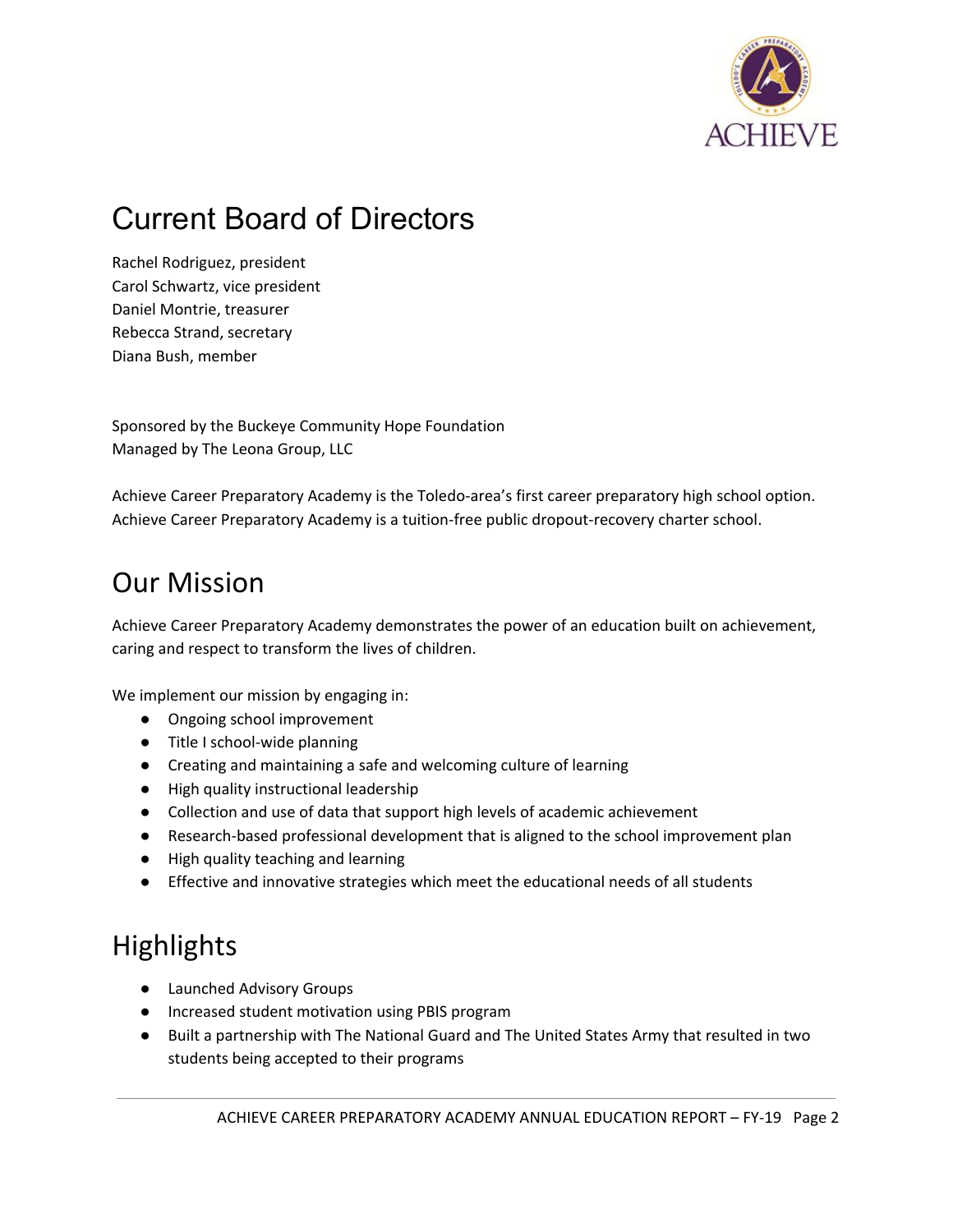## Current Board of Directors

Rachel Rodriguez, president
Carol Schwartz, vice president
Daniel Montrie, treasurer
Rebecca Strand, secretary
Diana Bush, member

Sponsored by the Buckeye Community Hope Foundation
Managed by The Leona Group, LLC

Achieve Career Preparatory Academy is the Toledo-area's first career preparatory high school option. Achieve Career Preparatory Academy is a tuition-free public dropout-recovery charter school.

## Our Mission

Achieve Career Preparatory Academy demonstrates the power of an education built on achievement, caring and respect to transform the lives of children.

We implement our mission by engaging in:

- Ongoing school improvement
- Title I school-wide planning
- Creating and maintaining a safe and welcoming culture of learning
- High quality instructional leadership
- Collection and use of data that support high levels of academic achievement
- Research-based professional development that is aligned to the school improvement plan
- High quality teaching and learning
- Effective and innovative strategies which meet the educational needs of all students

## Highlights

- Launched Advisory Groups
- Increased student motivation using PBIS program
- Built a partnership with The National Guard and The United States Army that resulted in two students being accepted to their programs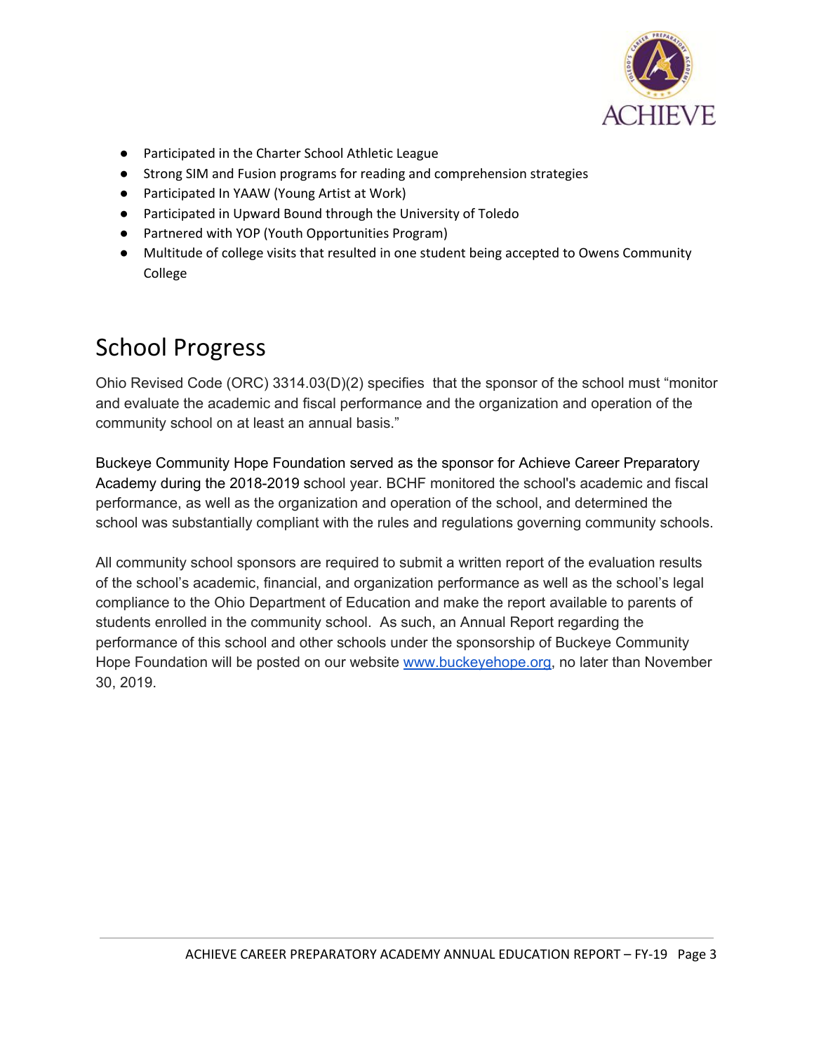- Participated in the Charter School Athletic League
- Strong SIM and Fusion programs for reading and comprehension strategies
- Participated In YAAW (Young Artist at Work)
- Participated in Upward Bound through the University of Toledo
- Partnered with YOP (Youth Opportunities Program)
- Multitude of college visits that resulted in one student being accepted to Owens Community College

# School Progress

Ohio Revised Code (ORC) 3314.03(D)(2) specifies that the sponsor of the school must "monitor and evaluate the academic and fiscal performance and the organization and operation of the community school on at least an annual basis."

Buckeye Community Hope Foundation served as the sponsor for Achieve Career Preparatory Academy during the 2018-2019 school year. BCHF monitored the school's academic and fiscal performance, as well as the organization and operation of the school, and determined the school was substantially compliant with the rules and regulations governing community schools.

All community school sponsors are required to submit a written report of the evaluation results of the school's academic, financial, and organization performance as well as the school's legal compliance to the Ohio Department of Education and make the report available to parents of students enrolled in the community school. As such, an Annual Report regarding the performance of this school and other schools under the sponsorship of Buckeye Community Hope Foundation will be posted on our website [www.buckeyehope.org](http://www.buckeyehope.org), no later than November 30, 2019.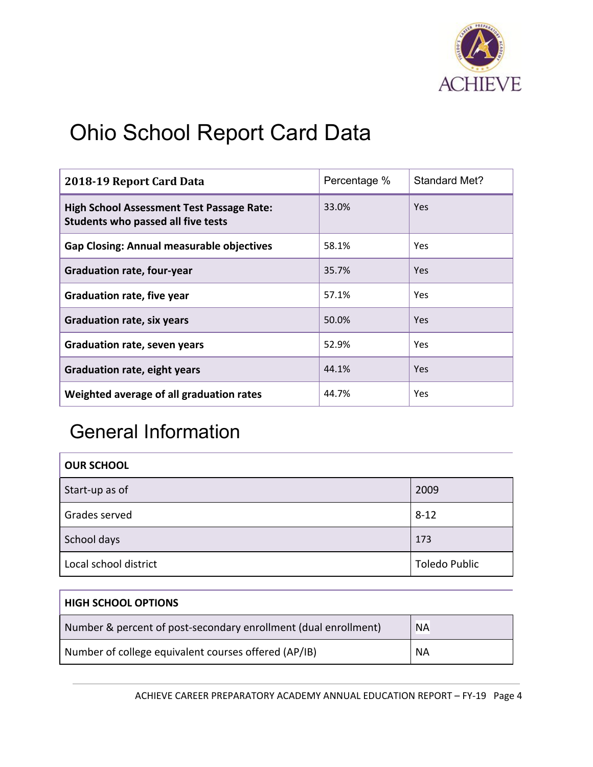# Ohio School Report Card Data

| 2018-19 Report Card Data | Percentage % | Standard Met? |
|---|---|---|
| **High School Assessment Test Passage Rate: Students who passed all five tests** | 33.0% | Yes |
| **Gap Closing: Annual measurable objectives** | 58.1% | Yes |
| **Graduation rate, four-year** | 35.7% | Yes |
| **Graduation rate, five year** | 57.1% | Yes |
| **Graduation rate, six years** | 50.0% | Yes |
| **Graduation rate, seven years** | 52.9% | Yes |
| **Graduation rate, eight years** | 44.1% | Yes |
| **Weighted average of all graduation rates** | 44.7% | Yes |

# General Information

| **OUR SCHOOL** | |
|---|---|
| Start-up as of | 2009 |
| Grades served | 8-12 |
| School days | 173 |
| Local school district | Toledo Public |

| **HIGH SCHOOL OPTIONS** | |
|---|---|
| Number & percent of post-secondary enrollment (dual enrollment) | NA |
| Number of college equivalent courses offered (AP/IB) | NA |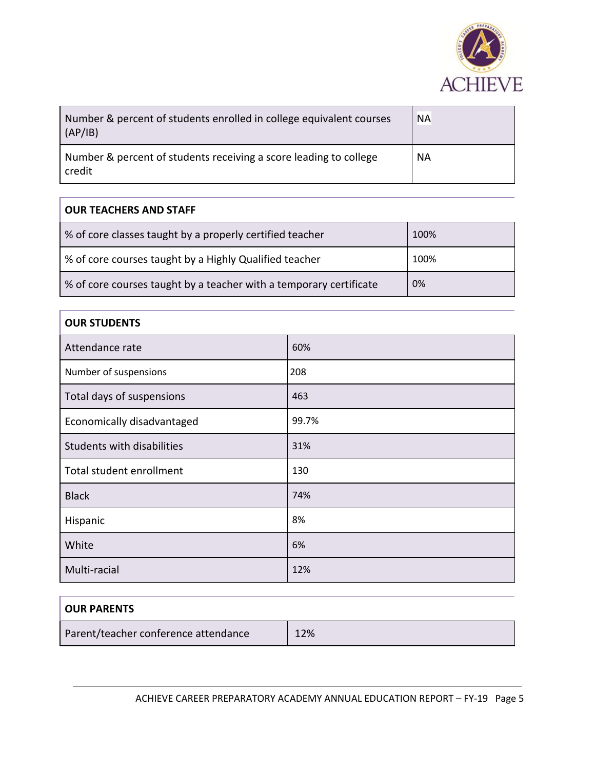| Number & percent of students enrolled in college equivalent courses (AP/IB) | NA |
|---|---|
| Number & percent of students receiving a score leading to college credit | NA |

| OUR TEACHERS AND STAFF | |
|---|---|
| % of core classes taught by a properly certified teacher | 100% |
| % of core courses taught by a Highly Qualified teacher | 100% |
| % of core courses taught by a teacher with a temporary certificate | 0% |

| OUR STUDENTS | |
|---|---|
| Attendance rate | 60% |
| Number of suspensions | 208 |
| Total days of suspensions | 463 |
| Economically disadvantaged | 99.7% |
| Students with disabilities | 31% |
| Total student enrollment | 130 |
| Black | 74% |
| Hispanic | 8% |
| White | 6% |
| Multi-racial | 12% |

| OUR PARENTS | |
|---|---|
| Parent/teacher conference attendance | 12% |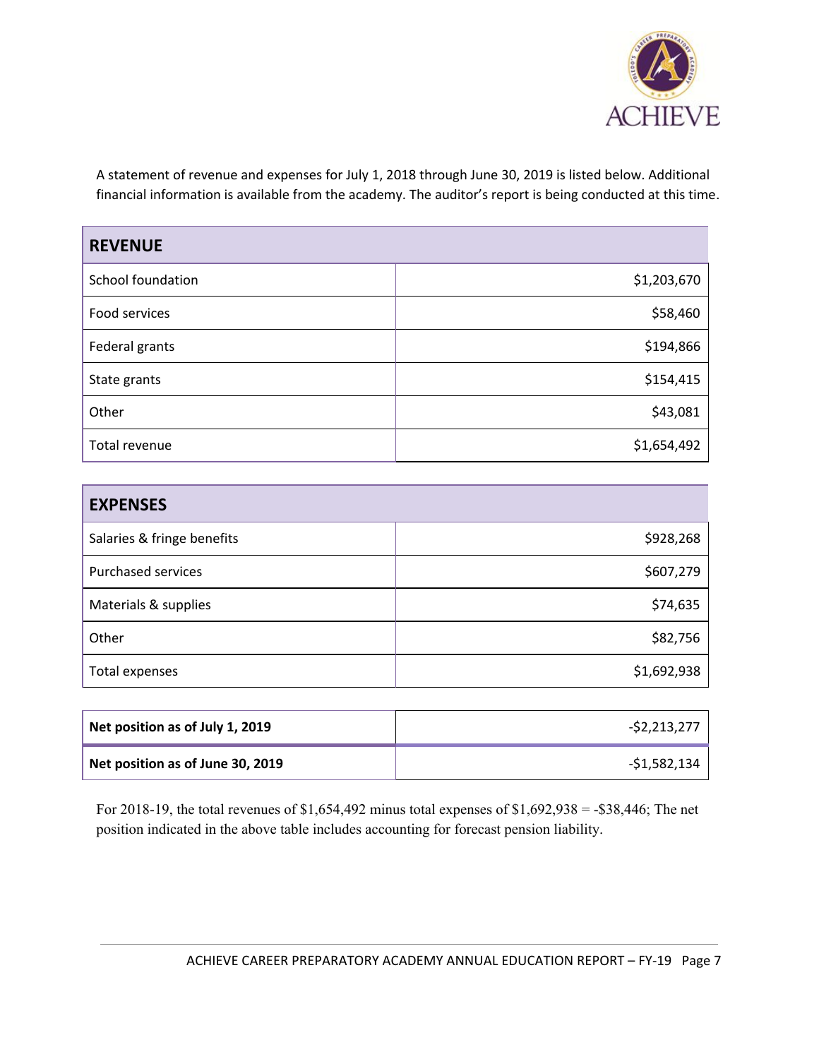A statement of revenue and expenses for July 1, 2018 through June 30, 2019 is listed below. Additional financial information is available from the academy. The auditor's report is being conducted at this time.

| **REVENUE** | |
|---|---:|
| School foundation | $1,203,670 |
| Food services | $58,460 |
| Federal grants | $194,866 |
| State grants | $154,415 |
| Other | $43,081 |
| Total revenue | $1,654,492 |

| **EXPENSES** | |
|---|---:|
| Salaries & fringe benefits | $928,268 |
| Purchased services | $607,279 |
| Materials & supplies | $74,635 |
| Other | $82,756 |
| Total expenses | $1,692,938 |

| **Net position as of July 1, 2019** | -$2,213,277 |
|---|---:|
| **Net position as of June 30, 2019** | -$1,582,134 |

For 2018-19, the total revenues of $1,654,492 minus total expenses of $1,692,938 = -$38,446; The net position indicated in the above table includes accounting for forecast pension liability.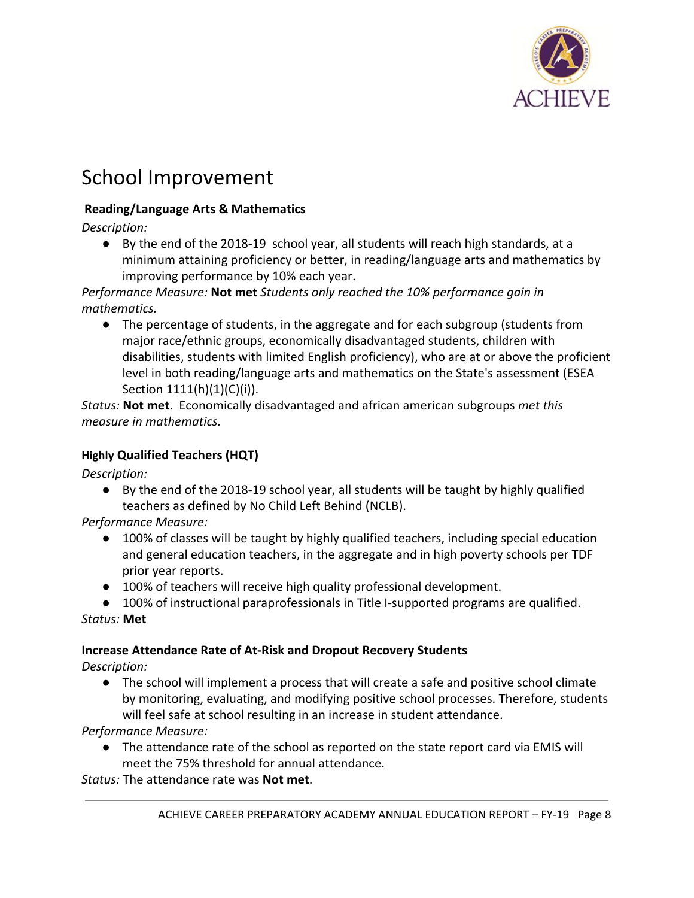# School Improvement

**Reading/Language Arts & Mathematics**

*Description:*

- By the end of the 2018-19 school year, all students will reach high standards, at a minimum attaining proficiency or better, in reading/language arts and mathematics by improving performance by 10% each year.

*Performance Measure:* **Not met** *Students only reached the 10% performance gain in mathematics.*

- The percentage of students, in the aggregate and for each subgroup (students from major race/ethnic groups, economically disadvantaged students, children with disabilities, students with limited English proficiency), who are at or above the proficient level in both reading/language arts and mathematics on the State's assessment (ESEA Section 1111(h)(1)(C)(i)).

*Status:* **Not met**. Economically disadvantaged and african american subgroups *met this measure in mathematics.*

**Highly Qualified Teachers (HQT)**

*Description:*

- By the end of the 2018-19 school year, all students will be taught by highly qualified teachers as defined by No Child Left Behind (NCLB).

*Performance Measure:*

- 100% of classes will be taught by highly qualified teachers, including special education and general education teachers, in the aggregate and in high poverty schools per TDF prior year reports.
- 100% of teachers will receive high quality professional development.
- 100% of instructional paraprofessionals in Title I-supported programs are qualified.

*Status:* **Met**

**Increase Attendance Rate of At-Risk and Dropout Recovery Students**

*Description:*

- The school will implement a process that will create a safe and positive school climate by monitoring, evaluating, and modifying positive school processes. Therefore, students will feel safe at school resulting in an increase in student attendance.

*Performance Measure:*

- The attendance rate of the school as reported on the state report card via EMIS will meet the 75% threshold for annual attendance.

*Status:* The attendance rate was **Not met**.